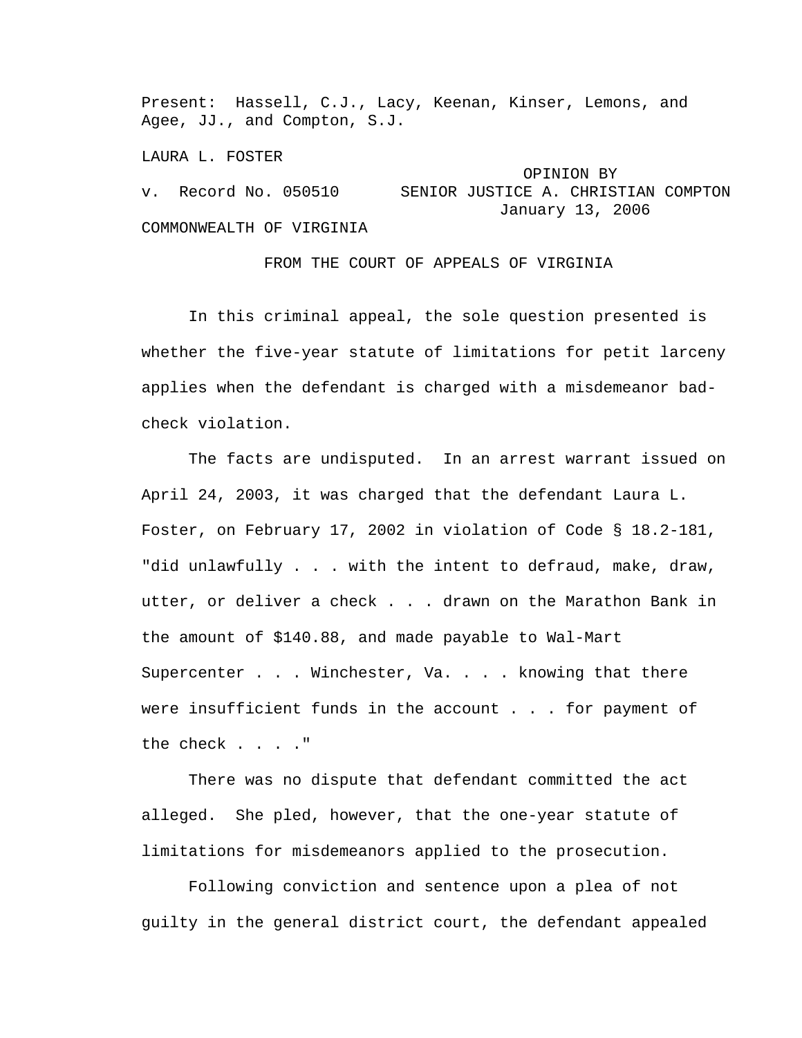Present: Hassell, C.J., Lacy, Keenan, Kinser, Lemons, and Agee, JJ., and Compton, S.J.

LAURA L. FOSTER

v. Record No. 050510

OPINION BY SENIOR JUSTICE A. CHRISTIAN COMPTON
January 13, 2006

COMMONWEALTH OF VIRGINIA

FROM THE COURT OF APPEALS OF VIRGINIA

In this criminal appeal, the sole question presented is whether the five-year statute of limitations for petit larceny applies when the defendant is charged with a misdemeanor bad-check violation.

The facts are undisputed. In an arrest warrant issued on April 24, 2003, it was charged that the defendant Laura L. Foster, on February 17, 2002 in violation of Code § 18.2-181, "did unlawfully . . . with the intent to defraud, make, draw, utter, or deliver a check . . . drawn on the Marathon Bank in the amount of $140.88, and made payable to Wal-Mart Supercenter . . . Winchester, Va. . . . knowing that there were insufficient funds in the account . . . for payment of the check . . . ."

There was no dispute that defendant committed the act alleged. She pled, however, that the one-year statute of limitations for misdemeanors applied to the prosecution.

Following conviction and sentence upon a plea of not guilty in the general district court, the defendant appealed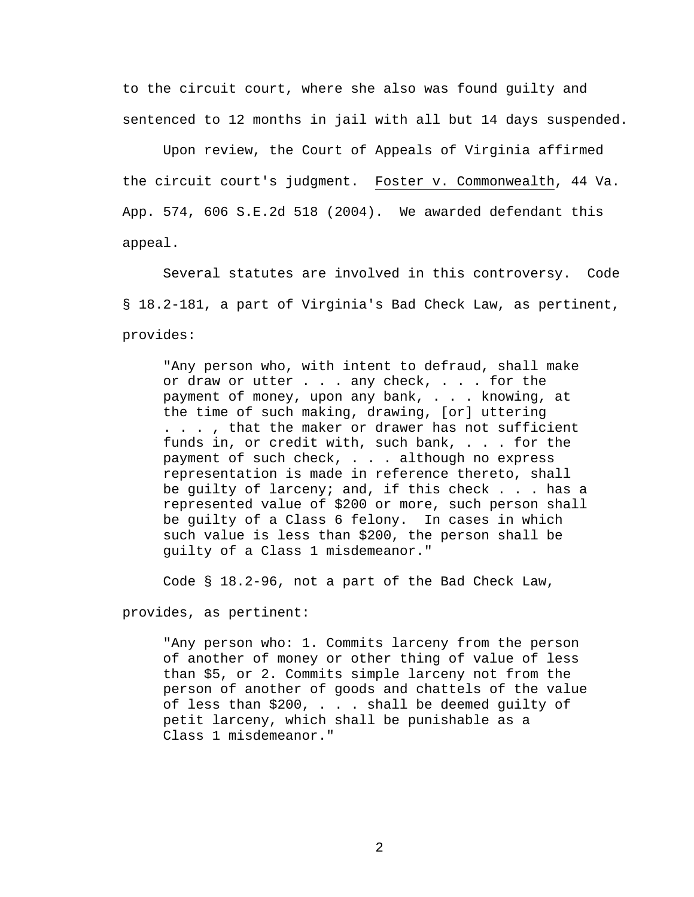to the circuit court, where she also was found guilty and sentenced to 12 months in jail with all but 14 days suspended.

Upon review, the Court of Appeals of Virginia affirmed the circuit court's judgment. Foster v. Commonwealth, 44 Va. App. 574, 606 S.E.2d 518 (2004). We awarded defendant this appeal.

Several statutes are involved in this controversy. Code § 18.2-181, a part of Virginia's Bad Check Law, as pertinent, provides:

> "Any person who, with intent to defraud, shall make or draw or utter . . . any check, . . . for the payment of money, upon any bank, . . . knowing, at the time of such making, drawing, [or] uttering . . . , that the maker or drawer has not sufficient funds in, or credit with, such bank, . . . for the payment of such check, . . . although no express representation is made in reference thereto, shall be guilty of larceny; and, if this check . . . has a represented value of $200 or more, such person shall be guilty of a Class 6 felony. In cases in which such value is less than $200, the person shall be guilty of a Class 1 misdemeanor."

Code § 18.2-96, not a part of the Bad Check Law, provides, as pertinent:

> "Any person who: 1. Commits larceny from the person of another of money or other thing of value of less than $5, or 2. Commits simple larceny not from the person of another of goods and chattels of the value of less than $200, . . . shall be deemed guilty of petit larceny, which shall be punishable as a Class 1 misdemeanor."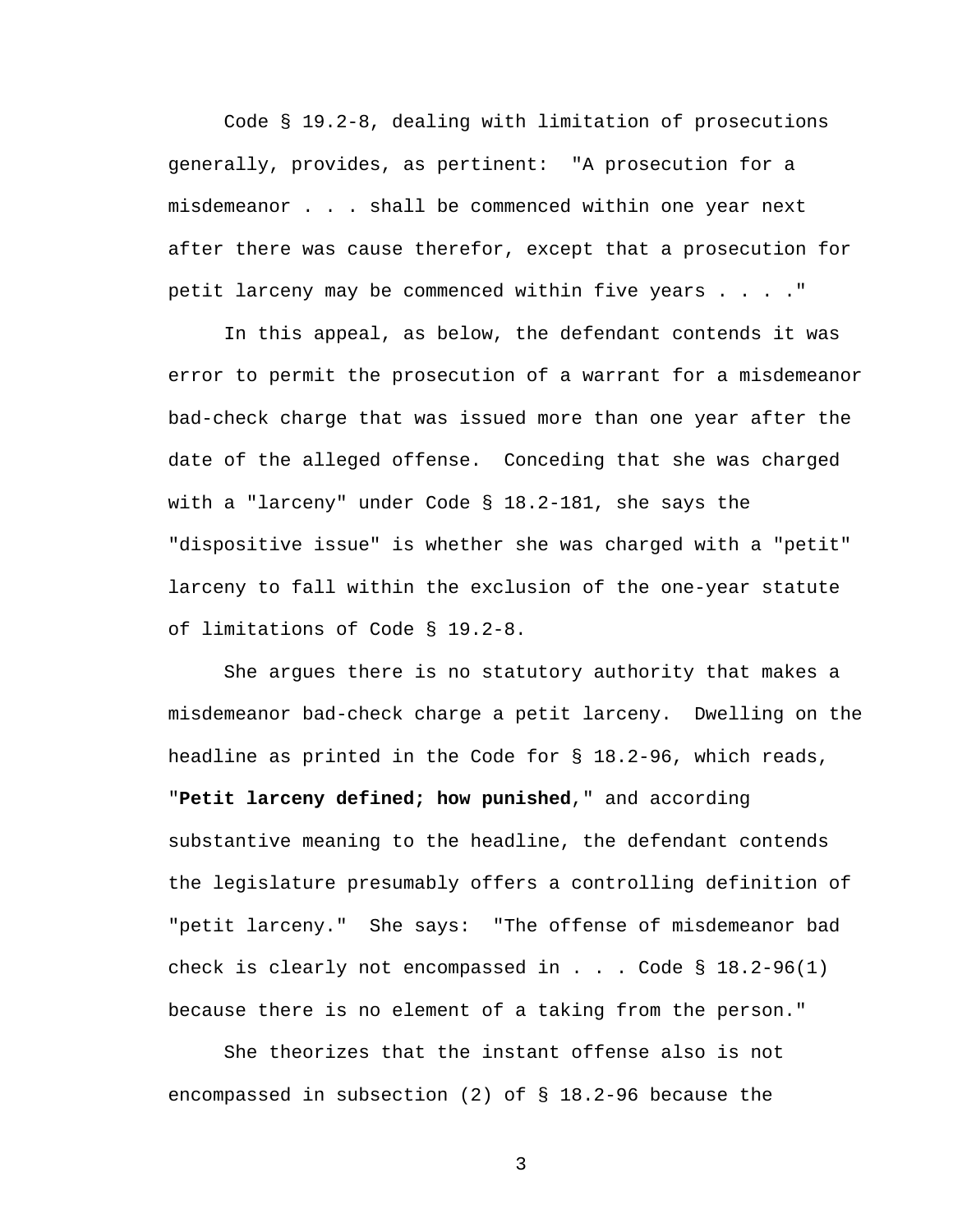Code § 19.2-8, dealing with limitation of prosecutions generally, provides, as pertinent: "A prosecution for a misdemeanor . . . shall be commenced within one year next after there was cause therefor, except that a prosecution for petit larceny may be commenced within five years . . . ."

In this appeal, as below, the defendant contends it was error to permit the prosecution of a warrant for a misdemeanor bad-check charge that was issued more than one year after the date of the alleged offense. Conceding that she was charged with a "larceny" under Code § 18.2-181, she says the "dispositive issue" is whether she was charged with a "petit" larceny to fall within the exclusion of the one-year statute of limitations of Code § 19.2-8.

She argues there is no statutory authority that makes a misdemeanor bad-check charge a petit larceny. Dwelling on the headline as printed in the Code for § 18.2-96, which reads, "**Petit larceny defined; how punished**," and according substantive meaning to the headline, the defendant contends the legislature presumably offers a controlling definition of "petit larceny." She says: "The offense of misdemeanor bad check is clearly not encompassed in . . . Code § 18.2-96(1) because there is no element of a taking from the person."

She theorizes that the instant offense also is not encompassed in subsection (2) of § 18.2-96 because the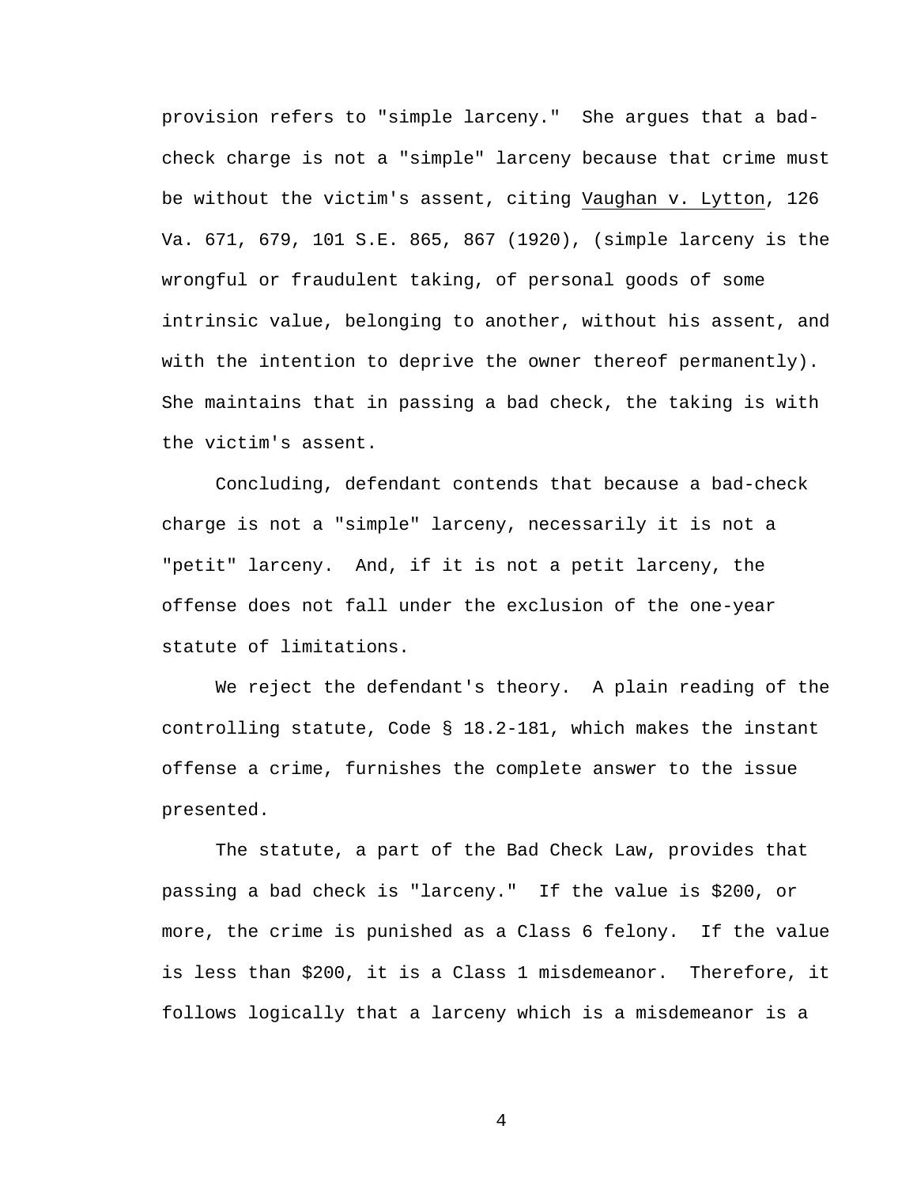provision refers to "simple larceny." She argues that a bad-check charge is not a "simple" larceny because that crime must be without the victim's assent, citing Vaughan v. Lytton, 126 Va. 671, 679, 101 S.E. 865, 867 (1920), (simple larceny is the wrongful or fraudulent taking, of personal goods of some intrinsic value, belonging to another, without his assent, and with the intention to deprive the owner thereof permanently). She maintains that in passing a bad check, the taking is with the victim's assent.

Concluding, defendant contends that because a bad-check charge is not a "simple" larceny, necessarily it is not a "petit" larceny. And, if it is not a petit larceny, the offense does not fall under the exclusion of the one-year statute of limitations.

We reject the defendant's theory. A plain reading of the controlling statute, Code § 18.2-181, which makes the instant offense a crime, furnishes the complete answer to the issue presented.

The statute, a part of the Bad Check Law, provides that passing a bad check is "larceny." If the value is $200, or more, the crime is punished as a Class 6 felony. If the value is less than $200, it is a Class 1 misdemeanor. Therefore, it follows logically that a larceny which is a misdemeanor is a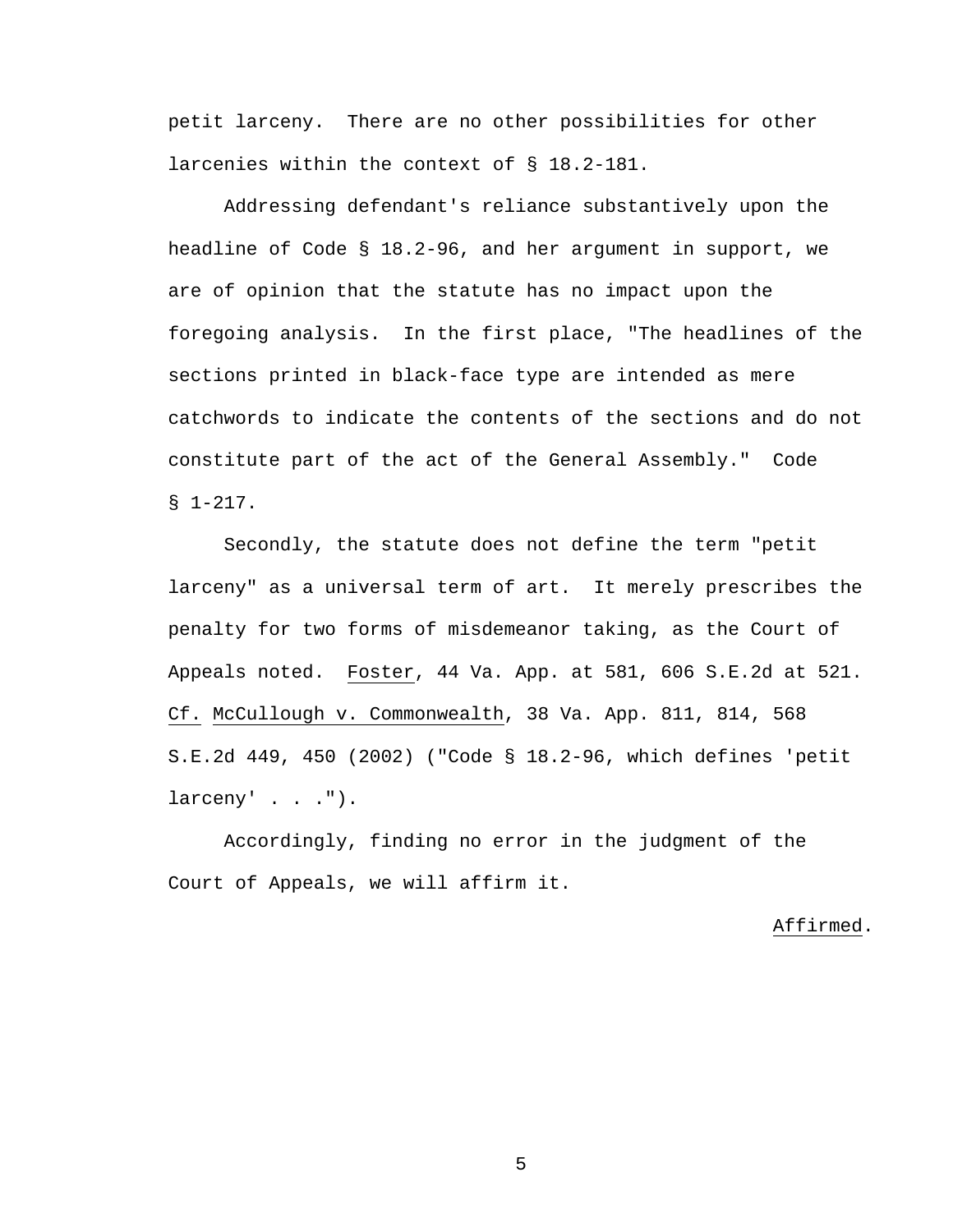petit larceny. There are no other possibilities for other larcenies within the context of § 18.2-181.

Addressing defendant's reliance substantively upon the headline of Code § 18.2-96, and her argument in support, we are of opinion that the statute has no impact upon the foregoing analysis. In the first place, "The headlines of the sections printed in black-face type are intended as mere catchwords to indicate the contents of the sections and do not constitute part of the act of the General Assembly." Code § 1-217.

Secondly, the statute does not define the term "petit larceny" as a universal term of art. It merely prescribes the penalty for two forms of misdemeanor taking, as the Court of Appeals noted. Foster, 44 Va. App. at 581, 606 S.E.2d at 521. Cf. McCullough v. Commonwealth, 38 Va. App. 811, 814, 568 S.E.2d 449, 450 (2002) ("Code § 18.2-96, which defines 'petit larceny' . . .").

Accordingly, finding no error in the judgment of the Court of Appeals, we will affirm it.

Affirmed.